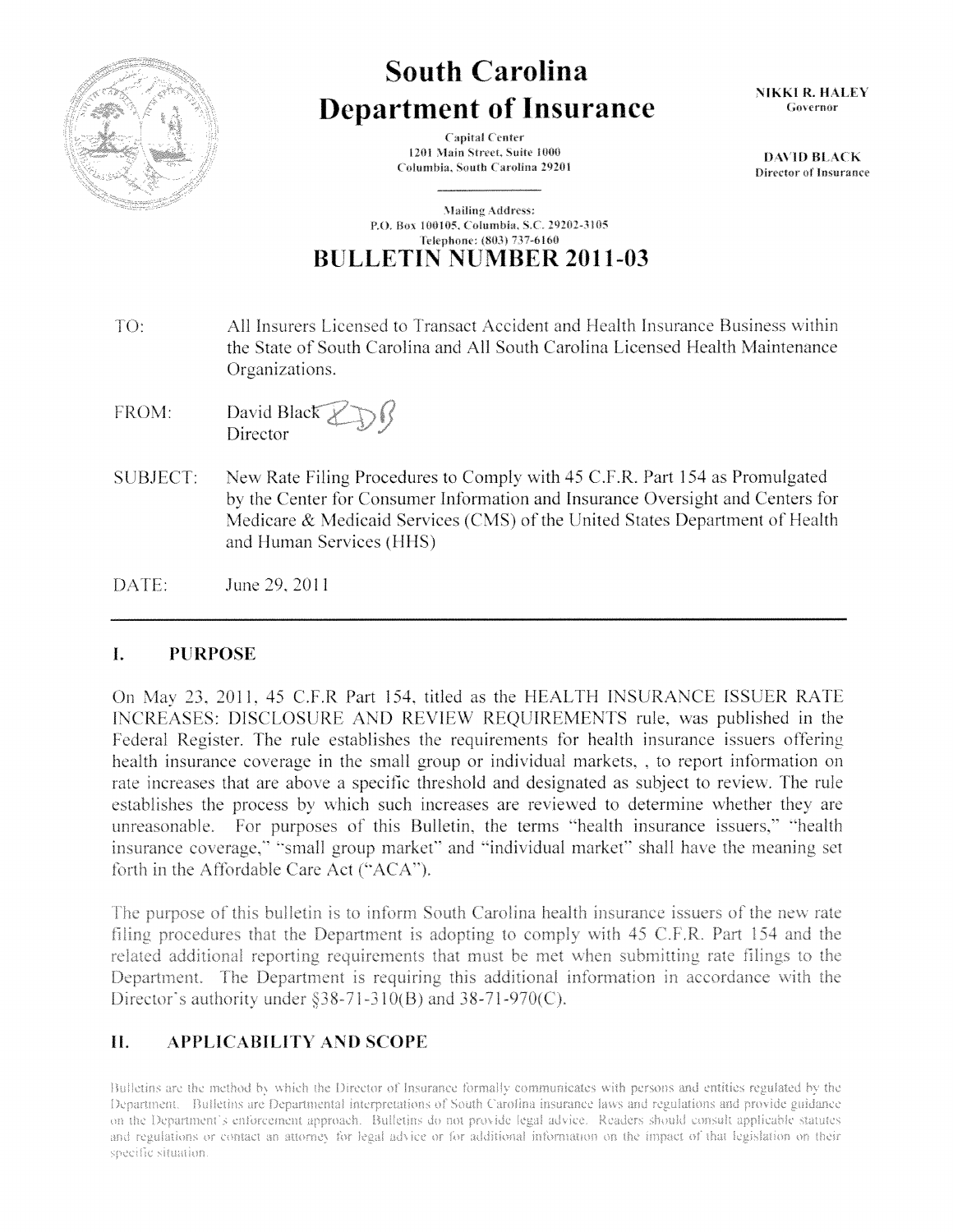# South Carolina Department of Insurance

Capital Center
1201 Main Street, Suite 1000
Columbia, South Carolina 29201

Mailing Address:
P.O. Box 100105, Columbia, S.C. 29202-3105
Telephone: (803) 737-6160

NIKKI R. HALEY
Governor

DAVID BLACK
Director of Insurance

## BULLETIN NUMBER 2011-03

TO: All Insurers Licensed to Transact Accident and Health Insurance Business within the State of South Carolina and All South Carolina Licensed Health Maintenance Organizations.

FROM: David Black
Director

SUBJECT: New Rate Filing Procedures to Comply with 45 C.F.R. Part 154 as Promulgated by the Center for Consumer Information and Insurance Oversight and Centers for Medicare & Medicaid Services (CMS) of the United States Department of Health and Human Services (HHS)

DATE: June 29, 2011

---

## I. PURPOSE

On May 23, 2011, 45 C.F.R Part 154, titled as the HEALTH INSURANCE ISSUER RATE INCREASES: DISCLOSURE AND REVIEW REQUIREMENTS rule, was published in the Federal Register. The rule establishes the requirements for health insurance issuers offering health insurance coverage in the small group or individual markets, , to report information on rate increases that are above a specific threshold and designated as subject to review. The rule establishes the process by which such increases are reviewed to determine whether they are unreasonable. For purposes of this Bulletin, the terms "health insurance issuers," "health insurance coverage," "small group market" and "individual market" shall have the meaning set forth in the Affordable Care Act ("ACA").

The purpose of this bulletin is to inform South Carolina health insurance issuers of the new rate filing procedures that the Department is adopting to comply with 45 C.F.R. Part 154 and the related additional reporting requirements that must be met when submitting rate filings to the Department. The Department is requiring this additional information in accordance with the Director's authority under §38-71-310(B) and 38-71-970(C).

## II. APPLICABILITY AND SCOPE

Bulletins are the method by which the Director of Insurance formally communicates with persons and entities regulated by the Department. Bulletins are Departmental interpretations of South Carolina insurance laws and regulations and provide guidance on the Department's enforcement approach. Bulletins do not provide legal advice. Readers should consult applicable statutes and regulations or contact an attorney for legal advice or for additional information on the impact of that legislation on their specific situation.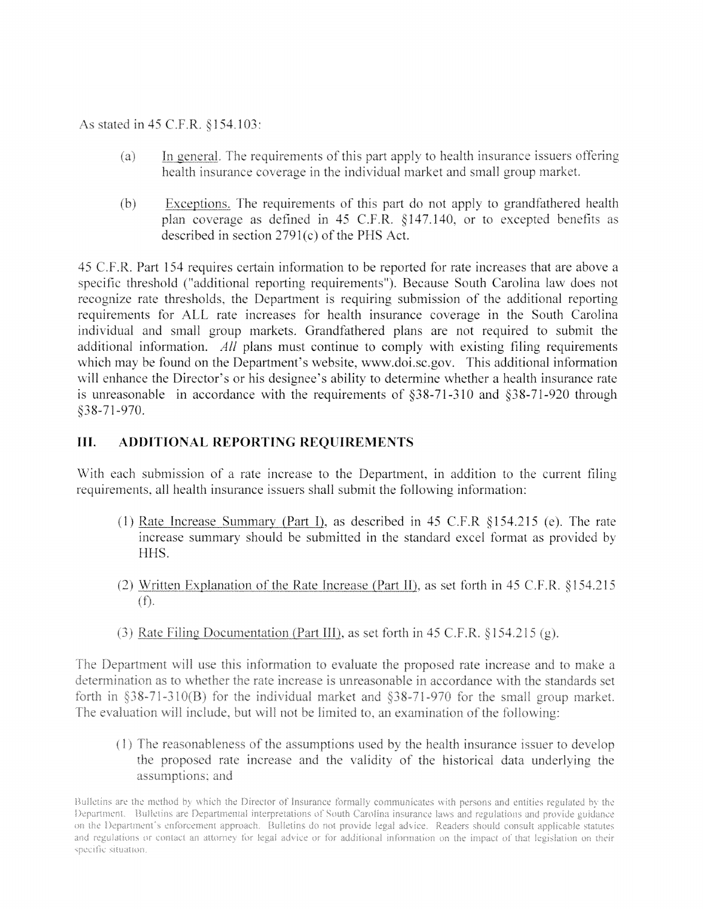As stated in 45 C.F.R. §154.103:

(a) In general. The requirements of this part apply to health insurance issuers offering health insurance coverage in the individual market and small group market.

(b) Exceptions. The requirements of this part do not apply to grandfathered health plan coverage as defined in 45 C.F.R. §147.140, or to excepted benefits as described in section 2791(c) of the PHS Act.

45 C.F.R. Part 154 requires certain information to be reported for rate increases that are above a specific threshold ("additional reporting requirements"). Because South Carolina law does not recognize rate thresholds, the Department is requiring submission of the additional reporting requirements for ALL rate increases for health insurance coverage in the South Carolina individual and small group markets. Grandfathered plans are not required to submit the additional information. *All* plans must continue to comply with existing filing requirements which may be found on the Department's website, www.doi.sc.gov. This additional information will enhance the Director's or his designee's ability to determine whether a health insurance rate is unreasonable in accordance with the requirements of §38-71-310 and §38-71-920 through §38-71-970.

## III. ADDITIONAL REPORTING REQUIREMENTS

With each submission of a rate increase to the Department, in addition to the current filing requirements, all health insurance issuers shall submit the following information:

(1) Rate Increase Summary (Part I), as described in 45 C.F.R §154.215 (e). The rate increase summary should be submitted in the standard excel format as provided by HHS.

(2) Written Explanation of the Rate Increase (Part II), as set forth in 45 C.F.R. §154.215 (f).

(3) Rate Filing Documentation (Part III), as set forth in 45 C.F.R. §154.215 (g).

The Department will use this information to evaluate the proposed rate increase and to make a determination as to whether the rate increase is unreasonable in accordance with the standards set forth in §38-71-310(B) for the individual market and §38-71-970 for the small group market. The evaluation will include, but will not be limited to, an examination of the following:

(1) The reasonableness of the assumptions used by the health insurance issuer to develop the proposed rate increase and the validity of the historical data underlying the assumptions; and

Bulletins are the method by which the Director of Insurance formally communicates with persons and entities regulated by the Department. Bulletins are Departmental interpretations of South Carolina insurance laws and regulations and provide guidance on the Department's enforcement approach. Bulletins do not provide legal advice. Readers should consult applicable statutes and regulations or contact an attorney for legal advice or for additional information on the impact of that legislation on their specific situation.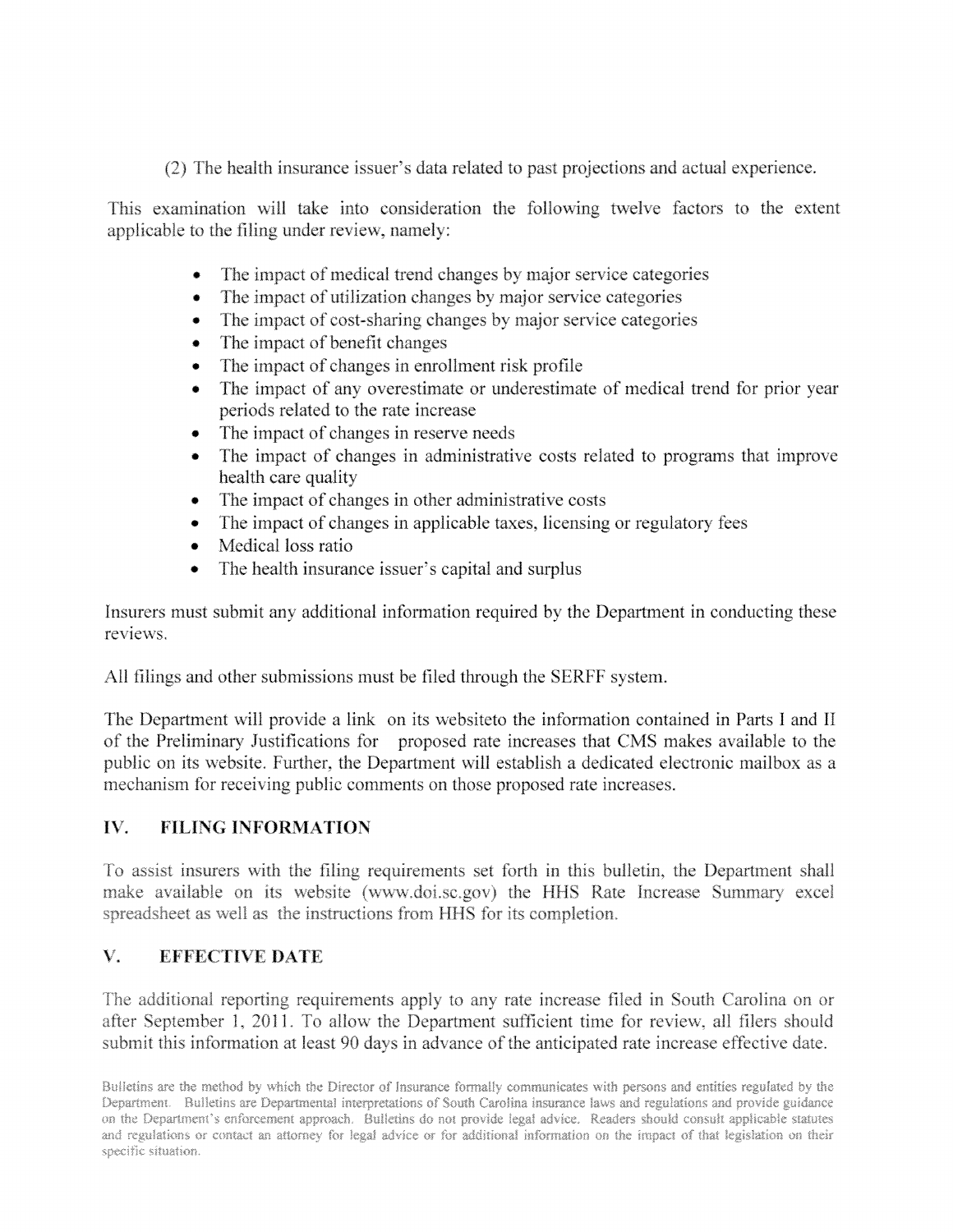(2) The health insurance issuer's data related to past projections and actual experience.

This examination will take into consideration the following twelve factors to the extent applicable to the filing under review, namely:

- The impact of medical trend changes by major service categories
- The impact of utilization changes by major service categories
- The impact of cost-sharing changes by major service categories
- The impact of benefit changes
- The impact of changes in enrollment risk profile
- The impact of any overestimate or underestimate of medical trend for prior year periods related to the rate increase
- The impact of changes in reserve needs
- The impact of changes in administrative costs related to programs that improve health care quality
- The impact of changes in other administrative costs
- The impact of changes in applicable taxes, licensing or regulatory fees
- Medical loss ratio
- The health insurance issuer's capital and surplus

Insurers must submit any additional information required by the Department in conducting these reviews.

All filings and other submissions must be filed through the SERFF system.

The Department will provide a link on its websiteto the information contained in Parts I and II of the Preliminary Justifications for proposed rate increases that CMS makes available to the public on its website. Further, the Department will establish a dedicated electronic mailbox as a mechanism for receiving public comments on those proposed rate increases.

## IV. FILING INFORMATION

To assist insurers with the filing requirements set forth in this bulletin, the Department shall make available on its website (www.doi.sc.gov) the HHS Rate Increase Summary excel spreadsheet as well as the instructions from HHS for its completion.

## V. EFFECTIVE DATE

The additional reporting requirements apply to any rate increase filed in South Carolina on or after September 1, 2011. To allow the Department sufficient time for review, all filers should submit this information at least 90 days in advance of the anticipated rate increase effective date.

Bulletins are the method by which the Director of Insurance formally communicates with persons and entities regulated by the Department. Bulletins are Departmental interpretations of South Carolina insurance laws and regulations and provide guidance on the Department's enforcement approach. Bulletins do not provide legal advice. Readers should consult applicable statutes and regulations or contact an attorney for legal advice or for additional information on the impact of that legislation on their specific situation.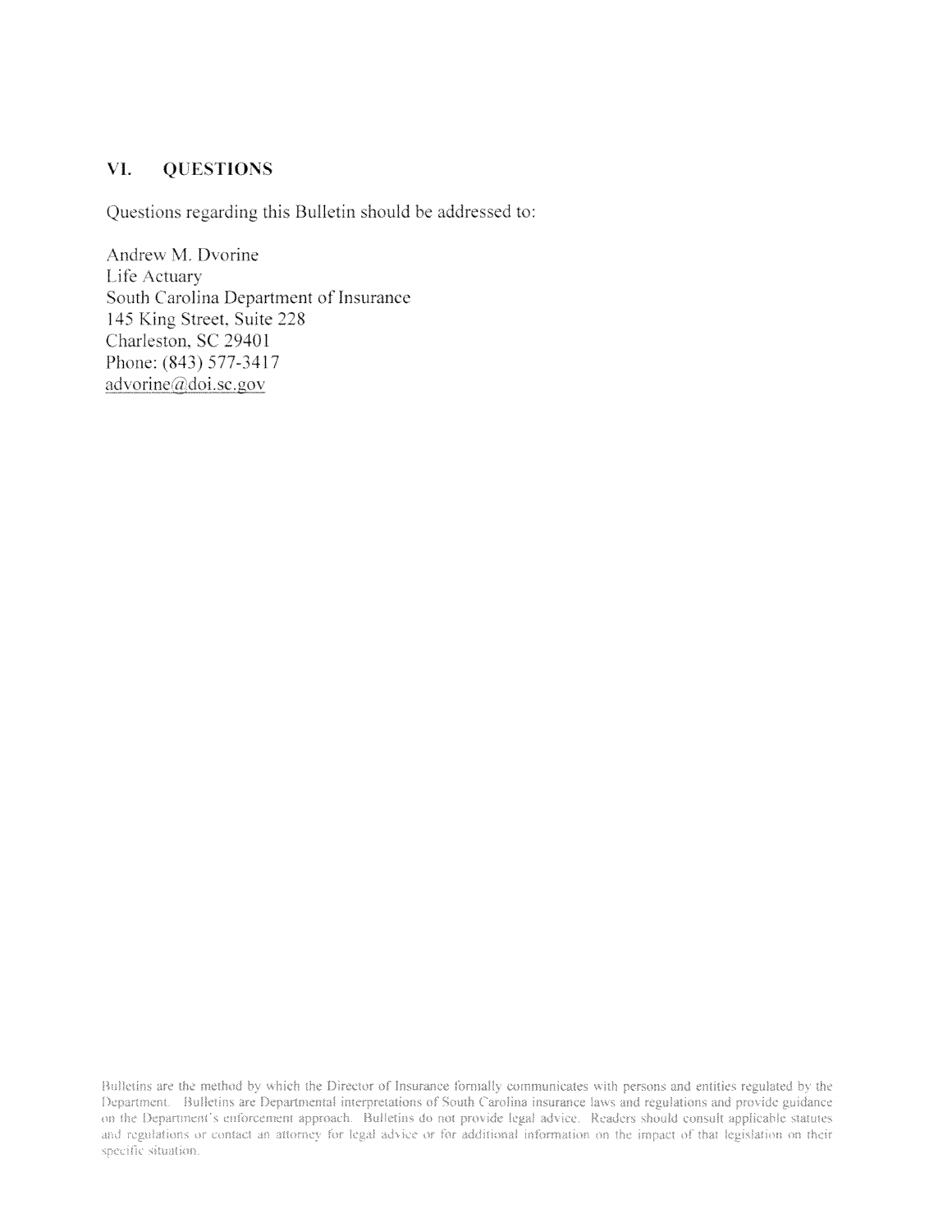## VI. QUESTIONS

Questions regarding this Bulletin should be addressed to:

Andrew M. Dvorine
Life Actuary
South Carolina Department of Insurance
145 King Street, Suite 228
Charleston, SC 29401
Phone: (843) 577-3417
advorine@doi.sc.gov

Bulletins are the method by which the Director of Insurance formally communicates with persons and entities regulated by the Department. Bulletins are Departmental interpretations of South Carolina insurance laws and regulations and provide guidance on the Department's enforcement approach. Bulletins do not provide legal advice. Readers should consult applicable statutes and regulations or contact an attorney for legal advice or for additional information on the impact of that legislation on their specific situation.